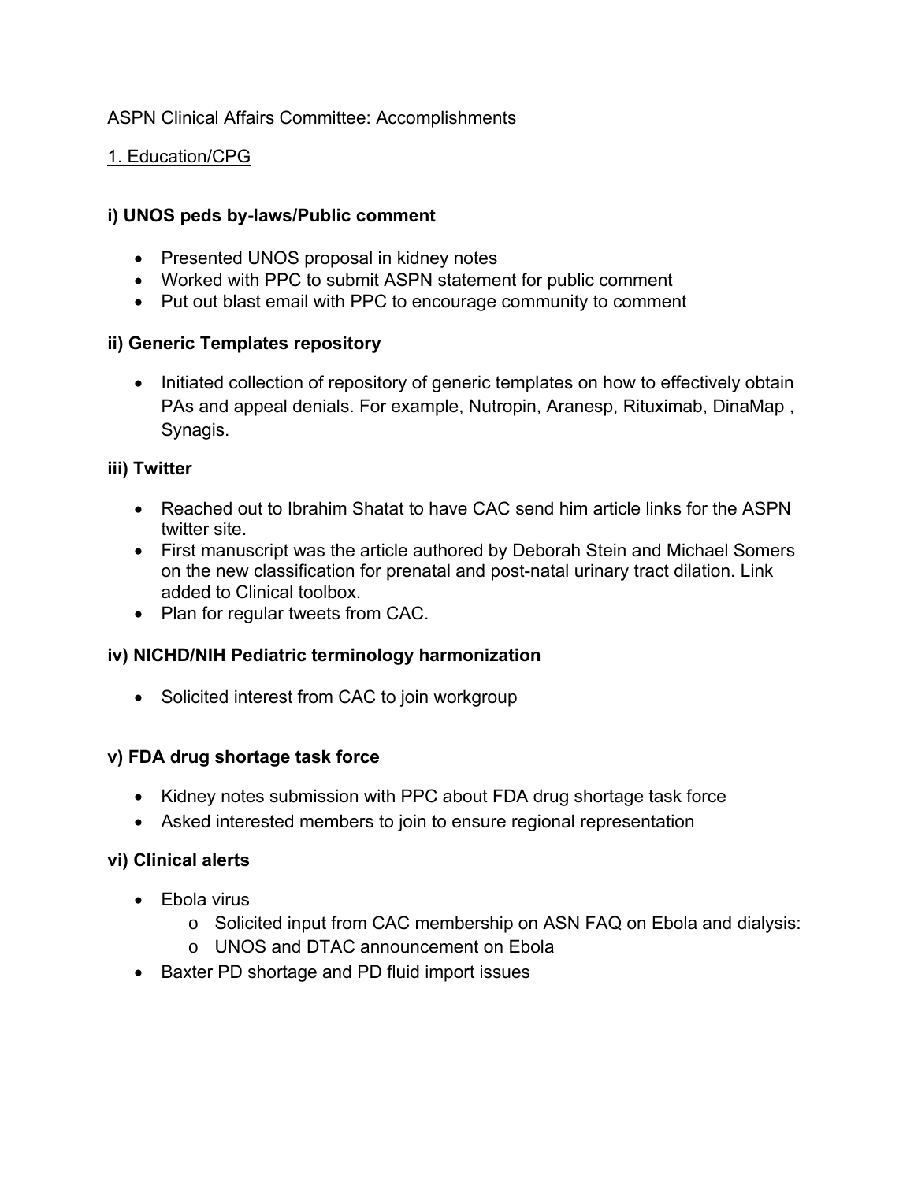ASPN Clinical Affairs Committee: Accomplishments

1. Education/CPG

**i) UNOS peds by-laws/Public comment**

- Presented UNOS proposal in kidney notes
- Worked with PPC to submit ASPN statement for public comment
- Put out blast email with PPC to encourage community to comment

**ii) Generic Templates repository**

- Initiated collection of repository of generic templates on how to effectively obtain PAs and appeal denials. For example, Nutropin, Aranesp, Rituximab, DinaMap , Synagis.

**iii) Twitter**

- Reached out to Ibrahim Shatat to have CAC send him article links for the ASPN twitter site.
- First manuscript was the article authored by Deborah Stein and Michael Somers on the new classification for prenatal and post-natal urinary tract dilation. Link added to Clinical toolbox.
- Plan for regular tweets from CAC.

**iv) NICHD/NIH Pediatric terminology harmonization**

- Solicited interest from CAC to join workgroup

**v) FDA drug shortage task force**

- Kidney notes submission with PPC about FDA drug shortage task force
- Asked interested members to join to ensure regional representation

**vi) Clinical alerts**

- Ebola virus
  - Solicited input from CAC membership on ASN FAQ on Ebola and dialysis:
  - UNOS and DTAC announcement on Ebola
- Baxter PD shortage and PD fluid import issues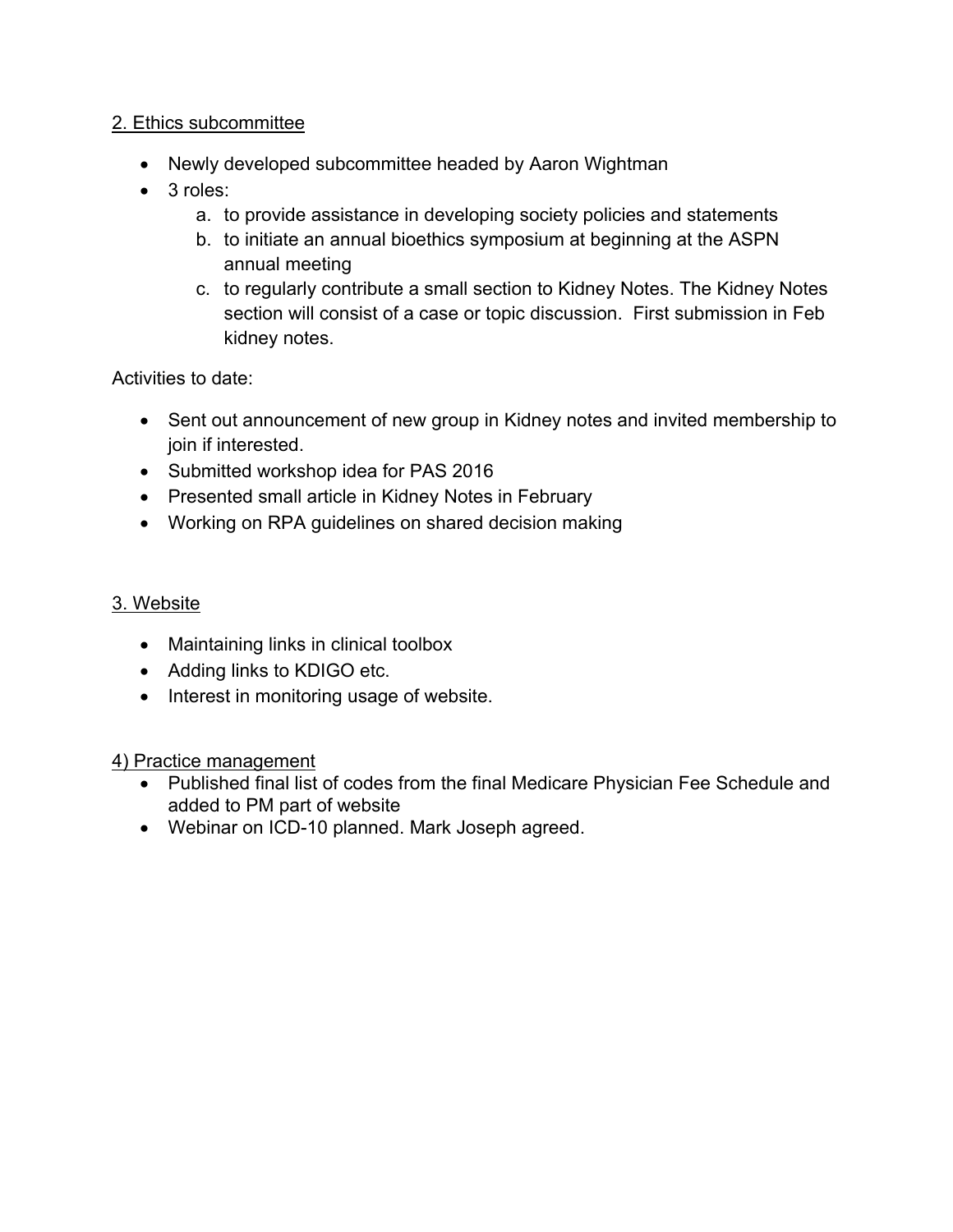## 2. Ethics subcommittee

- Newly developed subcommittee headed by Aaron Wightman
- 3 roles:
  a. to provide assistance in developing society policies and statements
  b. to initiate an annual bioethics symposium at beginning at the ASPN annual meeting
  c. to regularly contribute a small section to Kidney Notes. The Kidney Notes section will consist of a case or topic discussion. First submission in Feb kidney notes.

Activities to date:

- Sent out announcement of new group in Kidney notes and invited membership to join if interested.
- Submitted workshop idea for PAS 2016
- Presented small article in Kidney Notes in February
- Working on RPA guidelines on shared decision making

## 3. Website

- Maintaining links in clinical toolbox
- Adding links to KDIGO etc.
- Interest in monitoring usage of website.

## 4) Practice management

- Published final list of codes from the final Medicare Physician Fee Schedule and added to PM part of website
- Webinar on ICD-10 planned. Mark Joseph agreed.